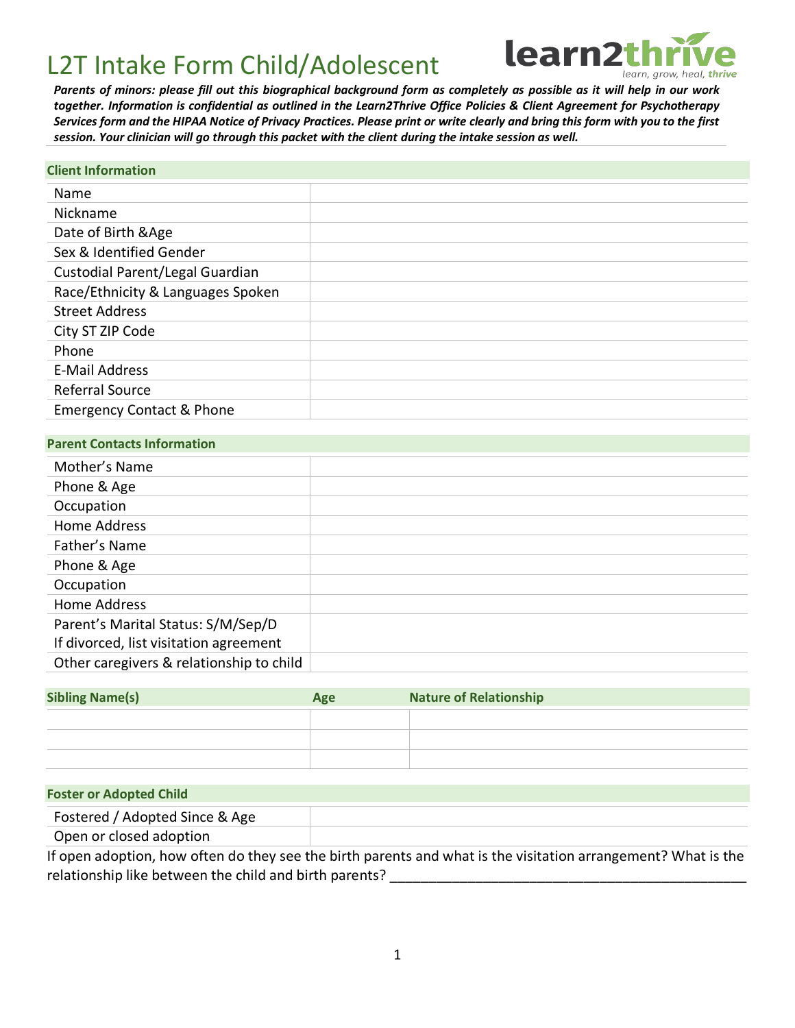# L2T Intake Form Child/Adolescent

learn2thrive
*learn, grow, heal, **thrive***

***Parents of minors: please fill out this biographical background form as completely as possible as it will help in our work together. Information is confidential as outlined in the Learn2Thrive Office Policies & Client Agreement for Psychotherapy Services form and the HIPAA Notice of Privacy Practices. Please print or write clearly and bring this form with you to the first session. Your clinician will go through this packet with the client during the intake session as well.***

| **Client Information** | |
|---|---|
| Name | |
| Nickname | |
| Date of Birth &Age | |
| Sex & Identified Gender | |
| Custodial Parent/Legal Guardian | |
| Race/Ethnicity & Languages Spoken | |
| Street Address | |
| City ST ZIP Code | |
| Phone | |
| E-Mail Address | |
| Referral Source | |
| Emergency Contact & Phone | |

| **Parent Contacts Information** | |
|---|---|
| Mother's Name | |
| Phone & Age | |
| Occupation | |
| Home Address | |
| Father's Name | |
| Phone & Age | |
| Occupation | |
| Home Address | |
| Parent's Marital Status: S/M/Sep/D<br>If divorced, list visitation agreement | |
| Other caregivers & relationship to child | |

| **Sibling Name(s)** | **Age** | **Nature of Relationship** |
|---|---|---|
| | | |
| | | |
| | | |

| **Foster or Adopted Child** | |
|---|---|
| Fostered / Adopted Since & Age | |
| Open or closed adoption | |

If open adoption, how often do they see the birth parents and what is the visitation arrangement? What is the relationship like between the child and birth parents? _______________________________________________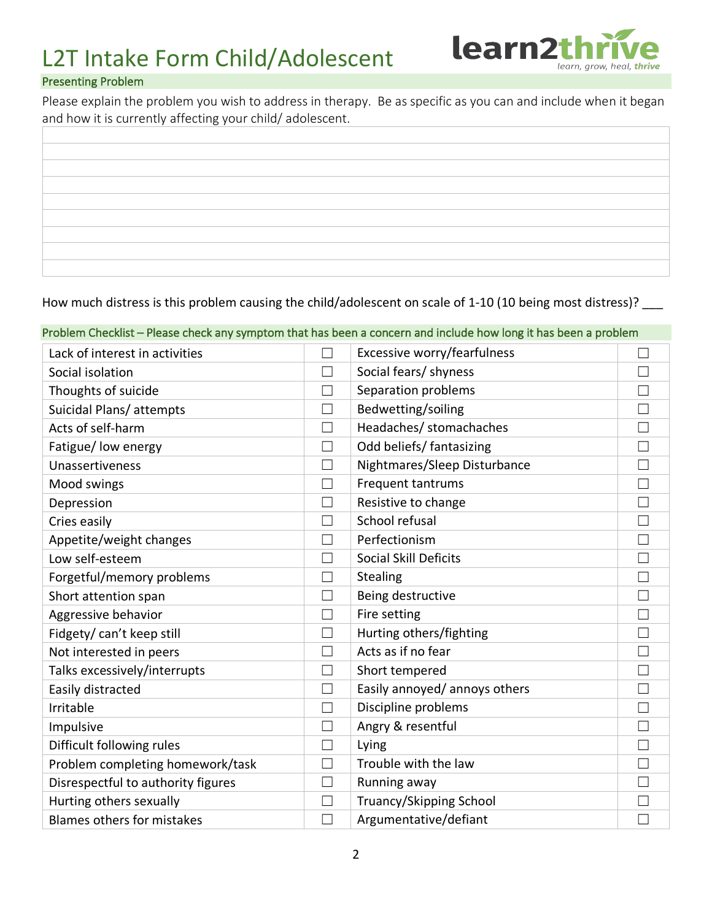# L2T Intake Form Child/Adolescent

learn2thrive
learn, grow, heal, thrive

## Presenting Problem

Please explain the problem you wish to address in therapy. Be as specific as you can and include when it began and how it is currently affecting your child/ adolescent.

|  |
|---|
|  |
|  |
|  |
|  |
|  |
|  |
|  |
|  |

How much distress is this problem causing the child/adolescent on scale of 1-10 (10 being most distress)? ___

## Problem Checklist – Please check any symptom that has been a concern and include how long it has been a problem

| Symptom | ☐ | Symptom | ☐ |
|---|---|---|---|
| Lack of interest in activities | ☐ | Excessive worry/fearfulness | ☐ |
| Social isolation | ☐ | Social fears/ shyness | ☐ |
| Thoughts of suicide | ☐ | Separation problems | ☐ |
| Suicidal Plans/ attempts | ☐ | Bedwetting/soiling | ☐ |
| Acts of self-harm | ☐ | Headaches/ stomachaches | ☐ |
| Fatigue/ low energy | ☐ | Odd beliefs/ fantasizing | ☐ |
| Unassertiveness | ☐ | Nightmares/Sleep Disturbance | ☐ |
| Mood swings | ☐ | Frequent tantrums | ☐ |
| Depression | ☐ | Resistive to change | ☐ |
| Cries easily | ☐ | School refusal | ☐ |
| Appetite/weight changes | ☐ | Perfectionism | ☐ |
| Low self-esteem | ☐ | Social Skill Deficits | ☐ |
| Forgetful/memory problems | ☐ | Stealing | ☐ |
| Short attention span | ☐ | Being destructive | ☐ |
| Aggressive behavior | ☐ | Fire setting | ☐ |
| Fidgety/ can't keep still | ☐ | Hurting others/fighting | ☐ |
| Not interested in peers | ☐ | Acts as if no fear | ☐ |
| Talks excessively/interrupts | ☐ | Short tempered | ☐ |
| Easily distracted | ☐ | Easily annoyed/ annoys others | ☐ |
| Irritable | ☐ | Discipline problems | ☐ |
| Impulsive | ☐ | Angry & resentful | ☐ |
| Difficult following rules | ☐ | Lying | ☐ |
| Problem completing homework/task | ☐ | Trouble with the law | ☐ |
| Disrespectful to authority figures | ☐ | Running away | ☐ |
| Hurting others sexually | ☐ | Truancy/Skipping School | ☐ |
| Blames others for mistakes | ☐ | Argumentative/defiant | ☐ |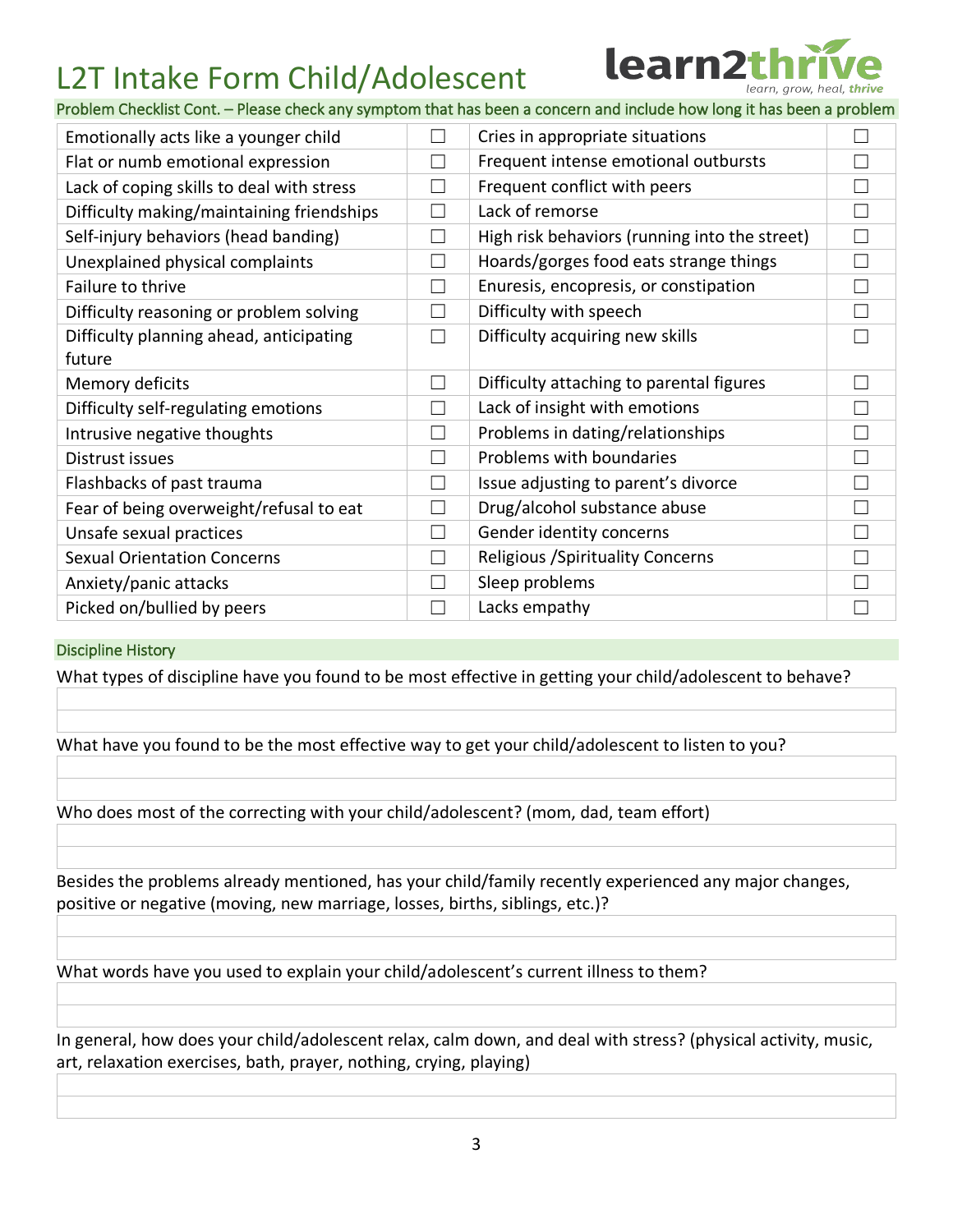# L2T Intake Form Child/Adolescent

learn2thrive
*learn, grow, heal, thrive*

Problem Checklist Cont. – Please check any symptom that has been a concern and include how long it has been a problem

| | | | |
|---|---|---|---|
| Emotionally acts like a younger child | ☐ | Cries in appropriate situations | ☐ |
| Flat or numb emotional expression | ☐ | Frequent intense emotional outbursts | ☐ |
| Lack of coping skills to deal with stress | ☐ | Frequent conflict with peers | ☐ |
| Difficulty making/maintaining friendships | ☐ | Lack of remorse | ☐ |
| Self-injury behaviors (head banding) | ☐ | High risk behaviors (running into the street) | ☐ |
| Unexplained physical complaints | ☐ | Hoards/gorges food eats strange things | ☐ |
| Failure to thrive | ☐ | Enuresis, encopresis, or constipation | ☐ |
| Difficulty reasoning or problem solving | ☐ | Difficulty with speech | ☐ |
| Difficulty planning ahead, anticipating future | ☐ | Difficulty acquiring new skills | ☐ |
| Memory deficits | ☐ | Difficulty attaching to parental figures | ☐ |
| Difficulty self-regulating emotions | ☐ | Lack of insight with emotions | ☐ |
| Intrusive negative thoughts | ☐ | Problems in dating/relationships | ☐ |
| Distrust issues | ☐ | Problems with boundaries | ☐ |
| Flashbacks of past trauma | ☐ | Issue adjusting to parent's divorce | ☐ |
| Fear of being overweight/refusal to eat | ☐ | Drug/alcohol substance abuse | ☐ |
| Unsafe sexual practices | ☐ | Gender identity concerns | ☐ |
| Sexual Orientation Concerns | ☐ | Religious /Spirituality Concerns | ☐ |
| Anxiety/panic attacks | ☐ | Sleep problems | ☐ |
| Picked on/bullied by peers | ☐ | Lacks empathy | ☐ |

## Discipline History

What types of discipline have you found to be most effective in getting your child/adolescent to behave?

What have you found to be the most effective way to get your child/adolescent to listen to you?

Who does most of the correcting with your child/adolescent? (mom, dad, team effort)

Besides the problems already mentioned, has your child/family recently experienced any major changes, positive or negative (moving, new marriage, losses, births, siblings, etc.)?

What words have you used to explain your child/adolescent's current illness to them?

In general, how does your child/adolescent relax, calm down, and deal with stress? (physical activity, music, art, relaxation exercises, bath, prayer, nothing, crying, playing)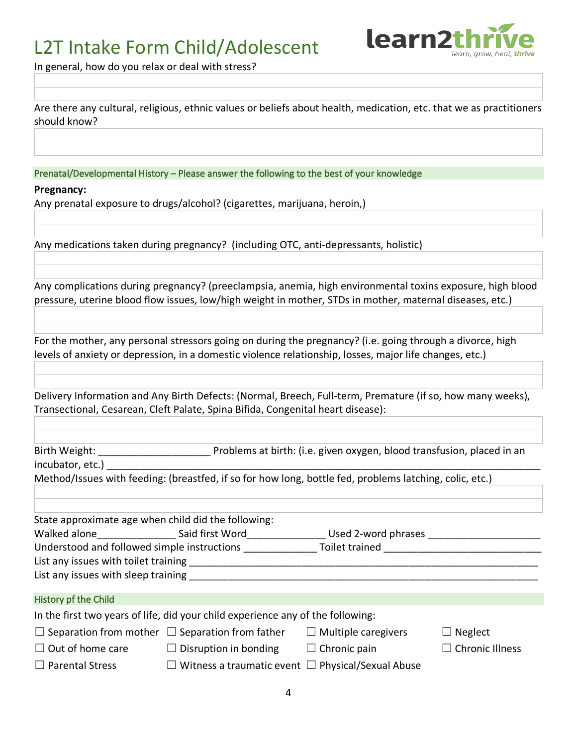# L2T Intake Form Child/Adolescent

In general, how do you relax or deal with stress?

Are there any cultural, religious, ethnic values or beliefs about health, medication, etc. that we as practitioners should know?

## Prenatal/Developmental History – Please answer the following to the best of your knowledge

**Pregnancy:**

Any prenatal exposure to drugs/alcohol? (cigarettes, marijuana, heroin,)

Any medications taken during pregnancy? (including OTC, anti-depressants, holistic)

Any complications during pregnancy? (preeclampsia, anemia, high environmental toxins exposure, high blood pressure, uterine blood flow issues, low/high weight in mother, STDs in mother, maternal diseases, etc.)

For the mother, any personal stressors going on during the pregnancy? (i.e. going through a divorce, high levels of anxiety or depression, in a domestic violence relationship, losses, major life changes, etc.)

Delivery Information and Any Birth Defects: (Normal, Breech, Full-term, Premature (if so, how many weeks), Transectional, Cesarean, Cleft Palate, Spina Bifida, Congenital heart disease):

Birth Weight: ___________________ Problems at birth: (i.e. given oxygen, blood transfusion, placed in an incubator, etc.) ___________________________________________________________________________

Method/Issues with feeding: (breastfed, if so for how long, bottle fed, problems latching, colic, etc.)

State approximate age when child did the following:

Walked alone_____________ Said first Word_____________ Used 2-word phrases ___________________

Understood and followed simple instructions ____________ Toilet trained __________________________

List any issues with toilet training _________________________________________________________

List any issues with sleep training _________________________________________________________

## History pf the Child

In the first two years of life, did your child experience any of the following:

- ☐ Separation from mother
- ☐ Separation from father
- ☐ Multiple caregivers
- ☐ Neglect
- ☐ Out of home care
- ☐ Disruption in bonding
- ☐ Chronic pain
- ☐ Chronic Illness
- ☐ Parental Stress
- ☐ Witness a traumatic event
- ☐ Physical/Sexual Abuse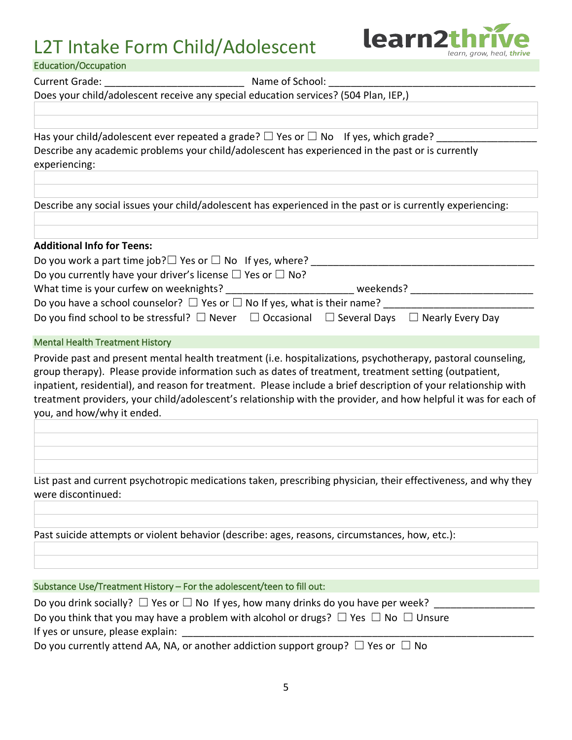# L2T Intake Form Child/Adolescent

learn2thrive
*learn, grow, heal, thrive*

## Education/Occupation

Current Grade: ________________________ Name of School: ____________________________________

Does your child/adolescent receive any special education services? (504 Plan, IEP,)

Has your child/adolescent ever repeated a grade? ☐ Yes or ☐ No If yes, which grade? _________________

Describe any academic problems your child/adolescent has experienced in the past or is currently experiencing:

Describe any social issues your child/adolescent has experienced in the past or is currently experiencing:

**Additional Info for Teens:**

Do you work a part time job? ☐ Yes or ☐ No If yes, where? ________________________________________

Do you currently have your driver's license ☐ Yes or ☐ No?

What time is your curfew on weeknights? ______________________ weekends? _____________________

Do you have a school counselor? ☐ Yes or ☐ No If yes, what is their name? _________________________

Do you find school to be stressful? ☐ Never ☐ Occasional ☐ Several Days ☐ Nearly Every Day

## Mental Health Treatment History

Provide past and present mental health treatment (i.e. hospitalizations, psychotherapy, pastoral counseling, group therapy). Please provide information such as dates of treatment, treatment setting (outpatient, inpatient, residential), and reason for treatment. Please include a brief description of your relationship with treatment providers, your child/adolescent's relationship with the provider, and how helpful it was for each of you, and how/why it ended.

List past and current psychotropic medications taken, prescribing physician, their effectiveness, and why they were discontinued:

Past suicide attempts or violent behavior (describe: ages, reasons, circumstances, how, etc.):

## Substance Use/Treatment History – For the adolescent/teen to fill out:

Do you drink socially? ☐ Yes or ☐ No If yes, how many drinks do you have per week? _________________

Do you think that you may have a problem with alcohol or drugs? ☐ Yes ☐ No ☐ Unsure

If yes or unsure, please explain: ________________________________________________________________

Do you currently attend AA, NA, or another addiction support group? ☐ Yes or ☐ No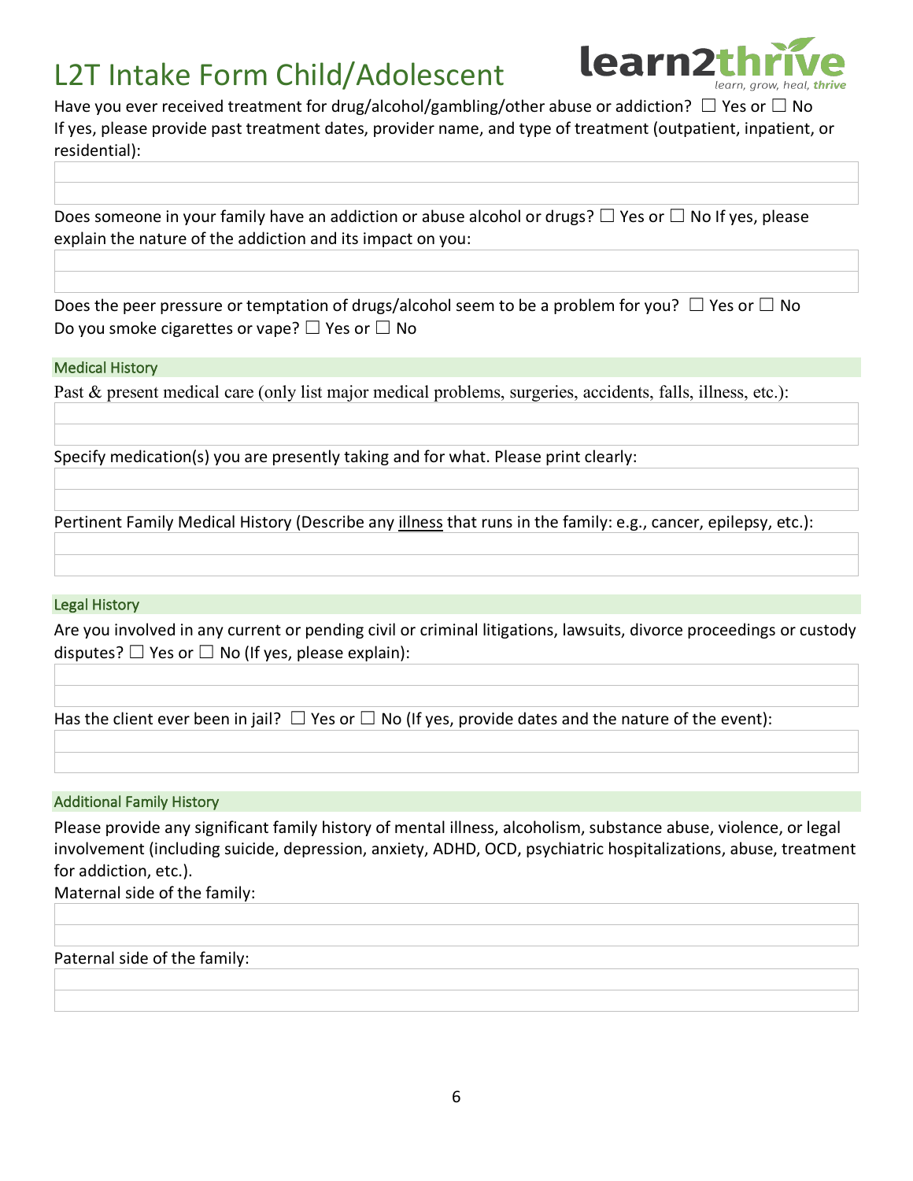# L2T Intake Form Child/Adolescent

Have you ever received treatment for drug/alcohol/gambling/other abuse or addiction? ☐ Yes or ☐ No
If yes, please provide past treatment dates, provider name, and type of treatment (outpatient, inpatient, or residential):

Does someone in your family have an addiction or abuse alcohol or drugs? ☐ Yes or ☐ No If yes, please explain the nature of the addiction and its impact on you:

Does the peer pressure or temptation of drugs/alcohol seem to be a problem for you? ☐ Yes or ☐ No
Do you smoke cigarettes or vape? ☐ Yes or ☐ No

## Medical History

Past & present medical care (only list major medical problems, surgeries, accidents, falls, illness, etc.):

Specify medication(s) you are presently taking and for what. Please print clearly:

Pertinent Family Medical History (Describe any illness that runs in the family: e.g., cancer, epilepsy, etc.):

## Legal History

Are you involved in any current or pending civil or criminal litigations, lawsuits, divorce proceedings or custody disputes? ☐ Yes or ☐ No (If yes, please explain):

Has the client ever been in jail? ☐ Yes or ☐ No (If yes, provide dates and the nature of the event):

## Additional Family History

Please provide any significant family history of mental illness, alcoholism, substance abuse, violence, or legal involvement (including suicide, depression, anxiety, ADHD, OCD, psychiatric hospitalizations, abuse, treatment for addiction, etc.).

Maternal side of the family:

Paternal side of the family: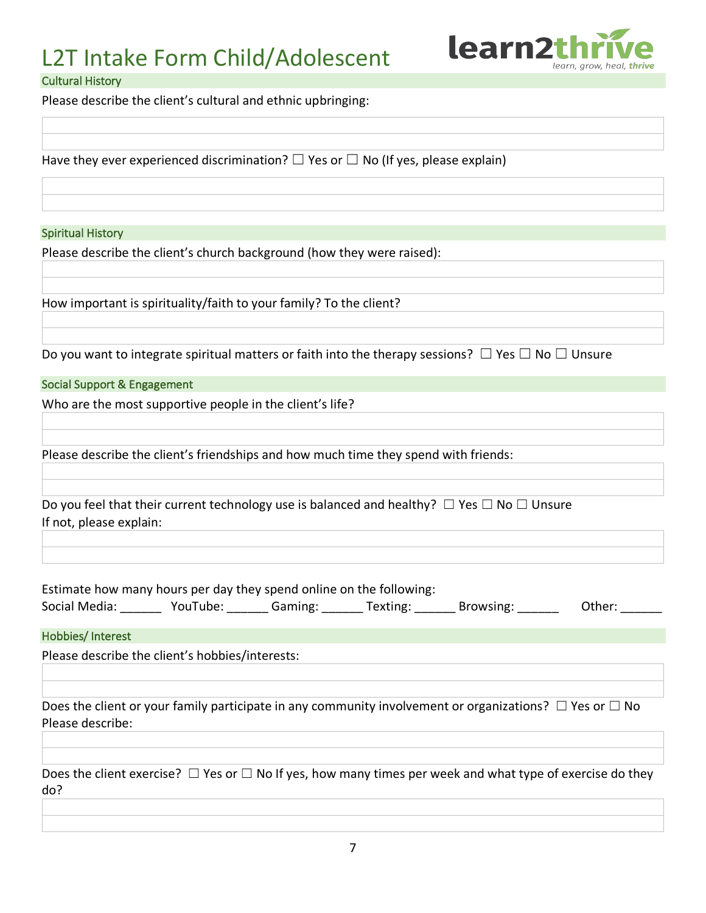# L2T Intake Form Child/Adolescent

learn2thrive
*learn, grow, heal, thrive*

## Cultural History

Please describe the client's cultural and ethnic upbringing:

Have they ever experienced discrimination? ☐ Yes or ☐ No (If yes, please explain)

## Spiritual History

Please describe the client's church background (how they were raised):

How important is spirituality/faith to your family? To the client?

Do you want to integrate spiritual matters or faith into the therapy sessions? ☐ Yes ☐ No ☐ Unsure

## Social Support & Engagement

Who are the most supportive people in the client's life?

Please describe the client's friendships and how much time they spend with friends:

Do you feel that their current technology use is balanced and healthy? ☐ Yes ☐ No ☐ Unsure
If not, please explain:

Estimate how many hours per day they spend online on the following:
Social Media: ______ YouTube: ______ Gaming: ______ Texting: ______ Browsing: ______ Other: ______

## Hobbies/ Interest

Please describe the client's hobbies/interests:

Does the client or your family participate in any community involvement or organizations? ☐ Yes or ☐ No
Please describe:

Does the client exercise? ☐ Yes or ☐ No If yes, how many times per week and what type of exercise do they do?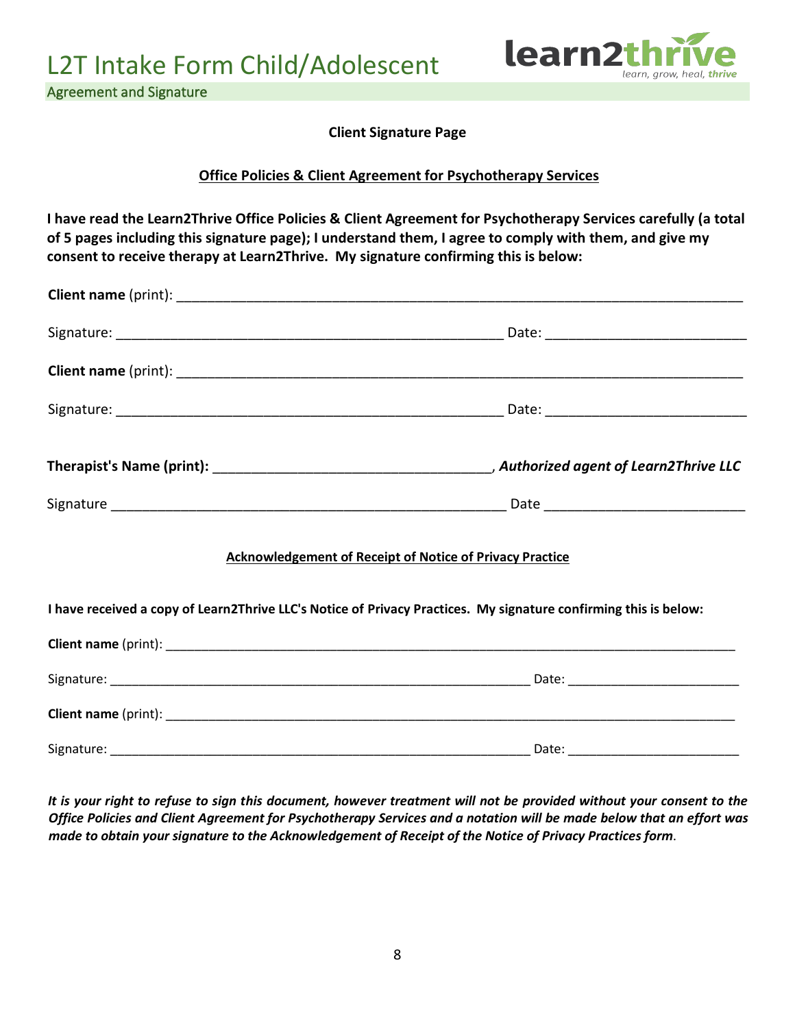# L2T Intake Form Child/Adolescent

## Agreement and Signature

**Client Signature Page**

**Office Policies & Client Agreement for Psychotherapy Services**

**I have read the Learn2Thrive Office Policies & Client Agreement for Psychotherapy Services carefully (a total of 5 pages including this signature page); I understand them, I agree to comply with them, and give my consent to receive therapy at Learn2Thrive. My signature confirming this is below:**

**Client name** (print): ____________________________________________________________________________

Signature: ____________________________________________________ Date: __________________________

**Client name** (print): ____________________________________________________________________________

Signature: ____________________________________________________ Date: __________________________

**Therapist's Name (print):** ____________________________________, ***Authorized agent of Learn2Thrive LLC***

Signature ____________________________________________________ Date __________________________

**Acknowledgement of Receipt of Notice of Privacy Practice**

**I have received a copy of Learn2Thrive LLC's Notice of Privacy Practices. My signature confirming this is below:**

**Client name** (print): ____________________________________________________________________________

Signature: ____________________________________________________________ Date: ________________________

**Client name** (print): ____________________________________________________________________________

Signature: ____________________________________________________________ Date: ________________________

***It is your right to refuse to sign this document, however treatment will not be provided without your consent to the Office Policies and Client Agreement for Psychotherapy Services and a notation will be made below that an effort was made to obtain your signature to the Acknowledgement of Receipt of the Notice of Privacy Practices form***.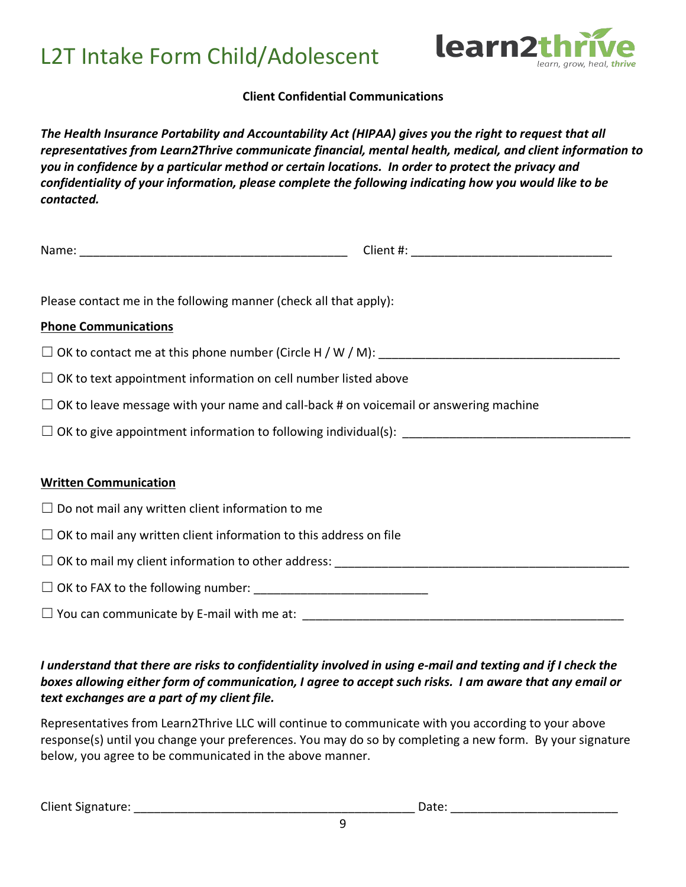# L2T Intake Form Child/Adolescent

learn2thrive
learn, grow, heal, thrive

**Client Confidential Communications**

***The Health Insurance Portability and Accountability Act (HIPAA) gives you the right to request that all representatives from Learn2Thrive communicate financial, mental health, medical, and client information to you in confidence by a particular method or certain locations. In order to protect the privacy and confidentiality of your information, please complete the following indicating how you would like to be contacted.***

Name: ________________________________________ Client #: ______________________________

Please contact me in the following manner (check all that apply):

**Phone Communications**

☐ OK to contact me at this phone number (Circle H / W / M): ____________________________________

☐ OK to text appointment information on cell number listed above

☐ OK to leave message with your name and call-back # on voicemail or answering machine

☐ OK to give appointment information to following individual(s): _________________________________

**Written Communication**

☐ Do not mail any written client information to me

☐ OK to mail any written client information to this address on file

☐ OK to mail my client information to other address: _____________________________________________

☐ OK to FAX to the following number: __________________________

☐ You can communicate by E-mail with me at: _________________________________________________

***I understand that there are risks to confidentiality involved in using e-mail and texting and if I check the boxes allowing either form of communication, I agree to accept such risks. I am aware that any email or text exchanges are a part of my client file.***

Representatives from Learn2Thrive LLC will continue to communicate with you according to your above response(s) until you change your preferences. You may do so by completing a new form. By your signature below, you agree to be communicated in the above manner.

Client Signature: __________________________________________ Date: _________________________